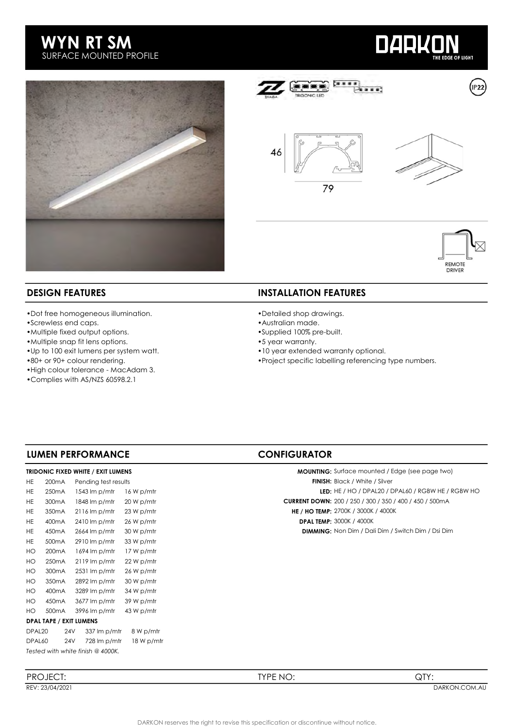# WYN RT SM

SURFACE MOUNTED PROFILE

DARKON THE EDGE OF LIGHT

IP22

46

79

REMOTE DRIVER

## DESIGN FEATURES

- Dot free homogeneous illumination.
- Screwless end caps.
- Multiple fixed output options.
- Multiple snap fit lens options.
- Up to 100 exit lumens per system watt.
- 80+ or 90+ colour rendering.
- High colour tolerance - MacAdam 3.
- Complies with AS/NZS 60598.2.1

## INSTALLATION FEATURES

- Detailed shop drawings.
- Australian made.
- Supplied 100% pre-built.
- 5 year warranty.
- 10 year extended warranty optional.
- Project specific labelling referencing type numbers.

## LUMEN PERFORMANCE

**TRIDONIC FIXED WHITE / EXIT LUMENS**

| | | | |
|---|---|---|---|
| HE | 200mA | Pending test results | |
| HE | 250mA | 1543 lm p/mtr | 16 W p/mtr |
| HE | 300mA | 1848 lm p/mtr | 20 W p/mtr |
| HE | 350mA | 2116 lm p/mtr | 23 W p/mtr |
| HE | 400mA | 2410 lm p/mtr | 26 W p/mtr |
| HE | 450mA | 2664 lm p/mtr | 30 W p/mtr |
| HE | 500mA | 2910 lm p/mtr | 33 W p/mtr |
| HO | 200mA | 1694 lm p/mtr | 17 W p/mtr |
| HO | 250mA | 2119 lm p/mtr | 22 W p/mtr |
| HO | 300mA | 2531 lm p/mtr | 26 W p/mtr |
| HO | 350mA | 2892 lm p/mtr | 30 W p/mtr |
| HO | 400mA | 3289 lm p/mtr | 34 W p/mtr |
| HO | 450mA | 3677 lm p/mtr | 39 W p/mtr |
| HO | 500mA | 3996 lm p/mtr | 43 W p/mtr |

**DPAL TAPE / EXIT LUMENS**

| | | | |
|---|---|---|---|
| DPAL20 | 24V | 337 lm p/mtr | 8 W p/mtr |
| DPAL60 | 24V | 728 lm p/mtr | 18 W p/mtr |

*Tested with white finish @ 4000K.*

## CONFIGURATOR

**MOUNTING:** Surface mounted / Edge (see page two)
**FINISH:** Black / White / Silver
**LED:** HE / HO / DPAL20 / DPAL60 / RGBW HE / RGBW HO
**CURRENT DOWN:** 200 / 250 / 300 / 350 / 400 / 450 / 500mA
**HE / HO TEMP:** 2700K / 3000K / 4000K
**DPAL TEMP:** 3000K / 4000K
**DIMMING:** Non Dim / Dali Dim / Switch Dim / Dsi Dim

PROJECT: TYPE NO: QTY:

REV: 23/04/2021 DARKON.COM.AU

DARKON reserves the right to revise this specification or discontinue without notice.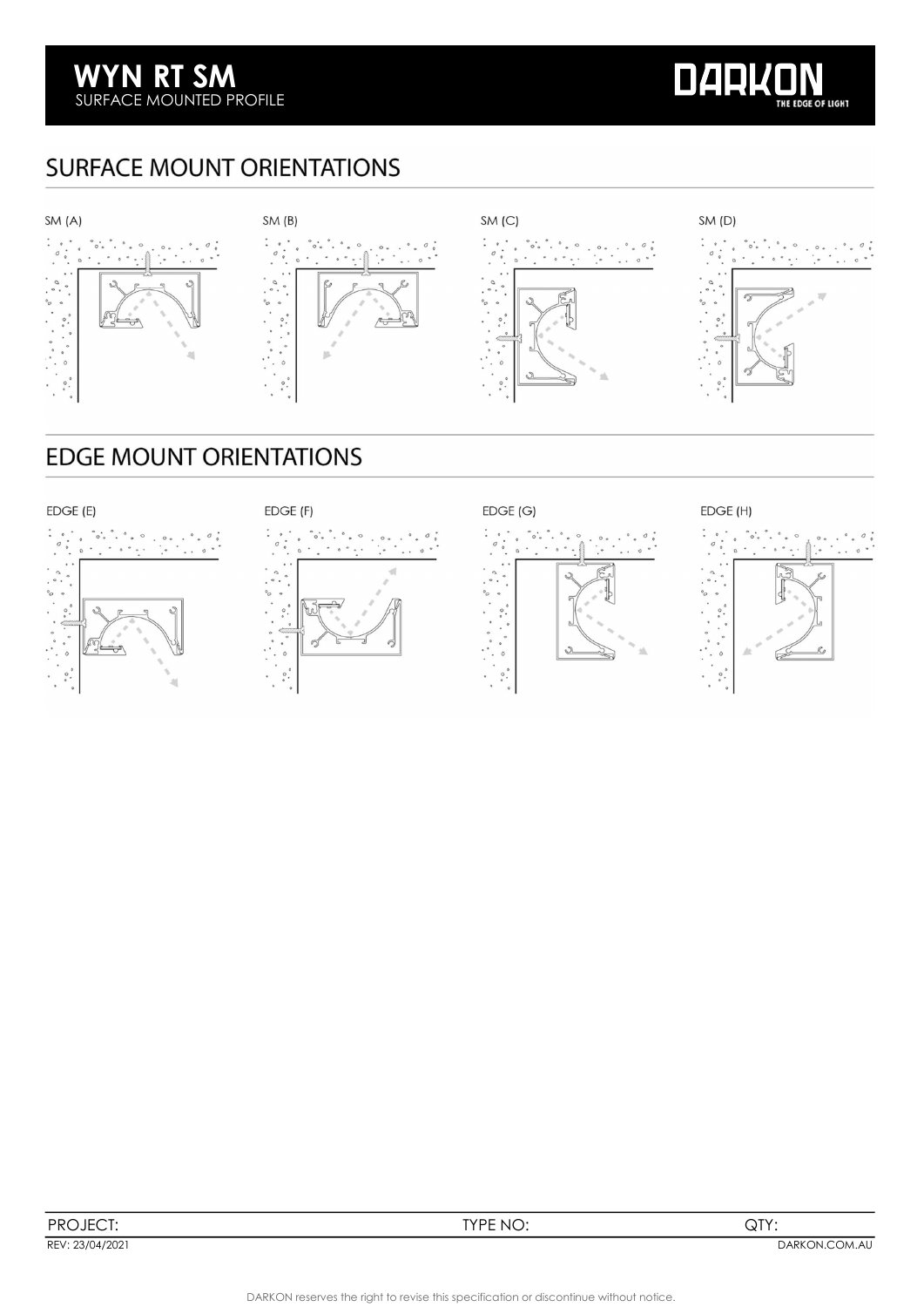# WYN RT SM
SURFACE MOUNTED PROFILE

DARKON
THE EDGE OF LIGHT

## SURFACE MOUNT ORIENTATIONS

SM (A)

SM (B)

SM (C)

SM (D)

## EDGE MOUNT ORIENTATIONS

EDGE (E)

EDGE (F)

EDGE (G)

EDGE (H)

| PROJECT: | TYPE NO: | QTY: |
|---|---|---|

REV: 23/04/2021

DARKON.COM.AU

DARKON reserves the right to revise this specification or discontinue without notice.